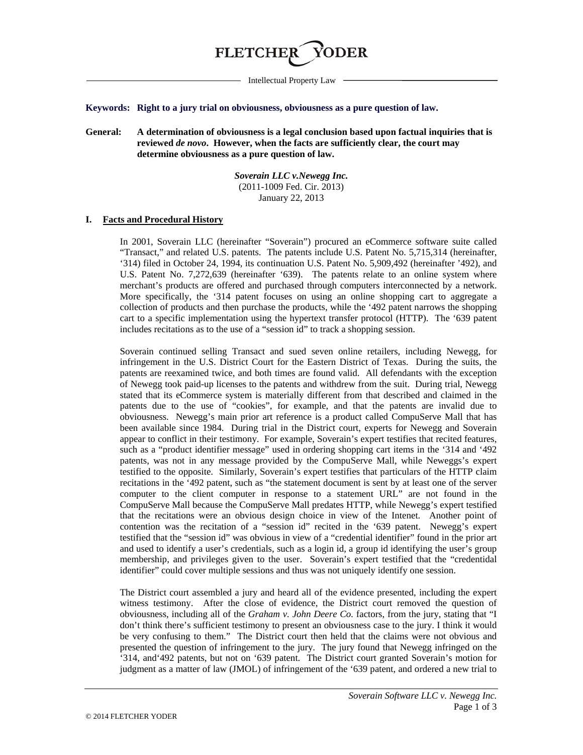FLETCHER YODER

Intellectual Property Law

**Keywords: Right to a jury trial on obviousness, obviousness as a pure question of law.**

**General: A determination of obviousness is a legal conclusion based upon factual inquiries that is reviewed *de novo*. However, when the facts are sufficiently clear, the court may determine obviousness as a pure question of law.**

***Soverain LLC v.Newegg Inc.***
(2011-1009 Fed. Cir. 2013)
January 22, 2013

## I. Facts and Procedural History

In 2001, Soverain LLC (hereinafter "Soverain") procured an eCommerce software suite called "Transact," and related U.S. patents. The patents include U.S. Patent No. 5,715,314 (hereinafter, '314) filed in October 24, 1994, its continuation U.S. Patent No. 5,909,492 (hereinafter '492), and U.S. Patent No. 7,272,639 (hereinafter '639). The patents relate to an online system where merchant's products are offered and purchased through computers interconnected by a network. More specifically, the '314 patent focuses on using an online shopping cart to aggregate a collection of products and then purchase the products, while the '492 patent narrows the shopping cart to a specific implementation using the hypertext transfer protocol (HTTP). The '639 patent includes recitations as to the use of a "session id" to track a shopping session.

Soverain continued selling Transact and sued seven online retailers, including Newegg, for infringement in the U.S. District Court for the Eastern District of Texas. During the suits, the patents are reexamined twice, and both times are found valid. All defendants with the exception of Newegg took paid-up licenses to the patents and withdrew from the suit. During trial, Newegg stated that its eCommerce system is materially different from that described and claimed in the patents due to the use of "cookies", for example, and that the patents are invalid due to obviousness. Newegg's main prior art reference is a product called CompuServe Mall that has been available since 1984. During trial in the District court, experts for Newegg and Soverain appear to conflict in their testimony. For example, Soverain's expert testifies that recited features, such as a "product identifier message" used in ordering shopping cart items in the '314 and '492 patents, was not in any message provided by the CompuServe Mall, while Neweggs's expert testified to the opposite. Similarly, Soverain's expert testifies that particulars of the HTTP claim recitations in the '492 patent, such as "the statement document is sent by at least one of the server computer to the client computer in response to a statement URL" are not found in the CompuServe Mall because the CompuServe Mall predates HTTP, while Newegg's expert testified that the recitations were an obvious design choice in view of the Intenet. Another point of contention was the recitation of a "session id" recited in the '639 patent. Newegg's expert testified that the "session id" was obvious in view of a "credential identifier" found in the prior art and used to identify a user's credentials, such as a login id, a group id identifying the user's group membership, and privileges given to the user. Soverain's expert testified that the "credential identifier" could cover multiple sessions and thus was not uniquely identify one session.

The District court assembled a jury and heard all of the evidence presented, including the expert witness testimony. After the close of evidence, the District court removed the question of obviousness, including all of the *Graham v. John Deere Co.* factors, from the jury, stating that "I don't think there's sufficient testimony to present an obviousness case to the jury. I think it would be very confusing to them." The District court then held that the claims were not obvious and presented the question of infringement to the jury. The jury found that Newegg infringed on the '314, and'492 patents, but not on '639 patent. The District court granted Soverain's motion for judgment as a matter of law (JMOL) of infringement of the '639 patent, and ordered a new trial to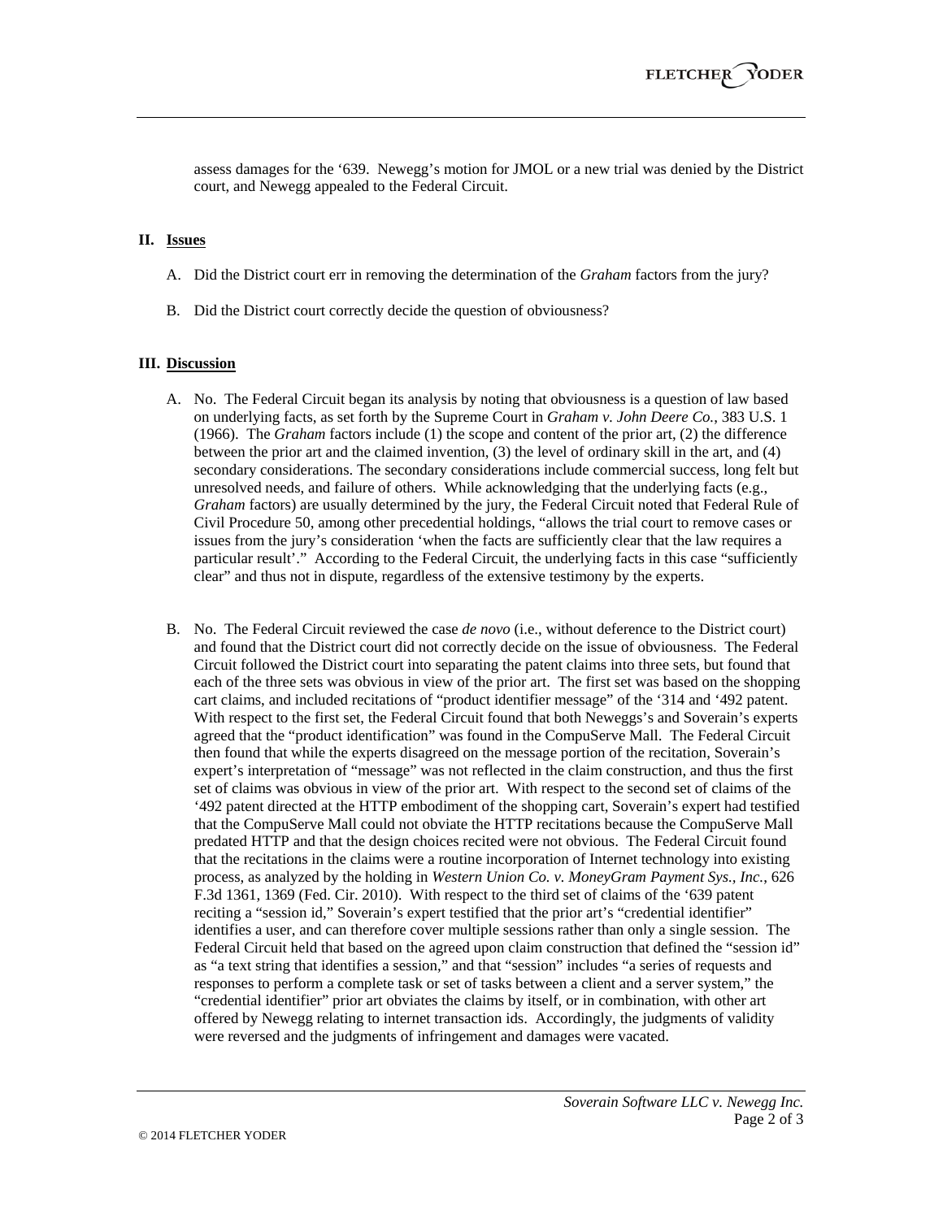assess damages for the '639. Newegg's motion for JMOL or a new trial was denied by the District court, and Newegg appealed to the Federal Circuit.

## II. <u>Issues</u>

A. Did the District court err in removing the determination of the *Graham* factors from the jury?

B. Did the District court correctly decide the question of obviousness?

## III. <u>Discussion</u>

A. No. The Federal Circuit began its analysis by noting that obviousness is a question of law based on underlying facts, as set forth by the Supreme Court in *Graham v. John Deere Co.*, 383 U.S. 1 (1966). The *Graham* factors include (1) the scope and content of the prior art, (2) the difference between the prior art and the claimed invention, (3) the level of ordinary skill in the art, and (4) secondary considerations. The secondary considerations include commercial success, long felt but unresolved needs, and failure of others. While acknowledging that the underlying facts (e.g., *Graham* factors) are usually determined by the jury, the Federal Circuit noted that Federal Rule of Civil Procedure 50, among other precedential holdings, "allows the trial court to remove cases or issues from the jury's consideration 'when the facts are sufficiently clear that the law requires a particular result'." According to the Federal Circuit, the underlying facts in this case "sufficiently clear" and thus not in dispute, regardless of the extensive testimony by the experts.

B. No. The Federal Circuit reviewed the case *de novo* (i.e., without deference to the District court) and found that the District court did not correctly decide on the issue of obviousness. The Federal Circuit followed the District court into separating the patent claims into three sets, but found that each of the three sets was obvious in view of the prior art. The first set was based on the shopping cart claims, and included recitations of "product identifier message" of the '314 and '492 patent. With respect to the first set, the Federal Circuit found that both Neweggs's and Soverain's experts agreed that the "product identification" was found in the CompuServe Mall. The Federal Circuit then found that while the experts disagreed on the message portion of the recitation, Soverain's expert's interpretation of "message" was not reflected in the claim construction, and thus the first set of claims was obvious in view of the prior art. With respect to the second set of claims of the '492 patent directed at the HTTP embodiment of the shopping cart, Soverain's expert had testified that the CompuServe Mall could not obviate the HTTP recitations because the CompuServe Mall predated HTTP and that the design choices recited were not obvious. The Federal Circuit found that the recitations in the claims were a routine incorporation of Internet technology into existing process, as analyzed by the holding in *Western Union Co. v. MoneyGram Payment Sys., Inc.*, 626 F.3d 1361, 1369 (Fed. Cir. 2010). With respect to the third set of claims of the '639 patent reciting a "session id," Soverain's expert testified that the prior art's "credential identifier" identifies a user, and can therefore cover multiple sessions rather than only a single session. The Federal Circuit held that based on the agreed upon claim construction that defined the "session id" as "a text string that identifies a session," and that "session" includes "a series of requests and responses to perform a complete task or set of tasks between a client and a server system," the "credential identifier" prior art obviates the claims by itself, or in combination, with other art offered by Newegg relating to internet transaction ids. Accordingly, the judgments of validity were reversed and the judgments of infringement and damages were vacated.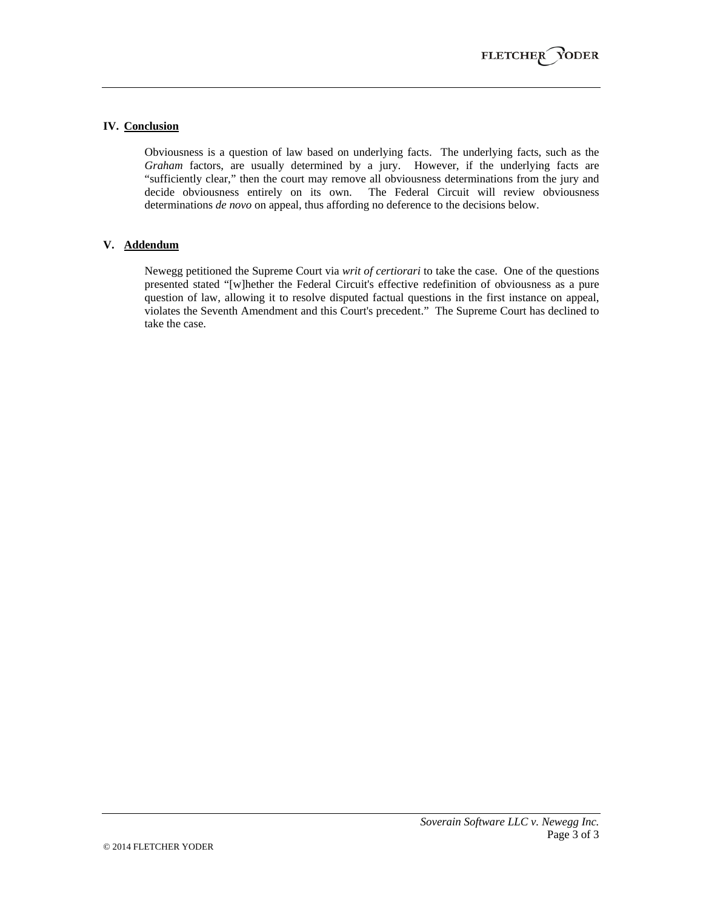## IV. Conclusion

Obviousness is a question of law based on underlying facts. The underlying facts, such as the *Graham* factors, are usually determined by a jury. However, if the underlying facts are "sufficiently clear," then the court may remove all obviousness determinations from the jury and decide obviousness entirely on its own. The Federal Circuit will review obviousness determinations *de novo* on appeal, thus affording no deference to the decisions below.

## V. Addendum

Newegg petitioned the Supreme Court via *writ of certiorari* to take the case. One of the questions presented stated "[w]hether the Federal Circuit's effective redefinition of obviousness as a pure question of law, allowing it to resolve disputed factual questions in the first instance on appeal, violates the Seventh Amendment and this Court's precedent." The Supreme Court has declined to take the case.